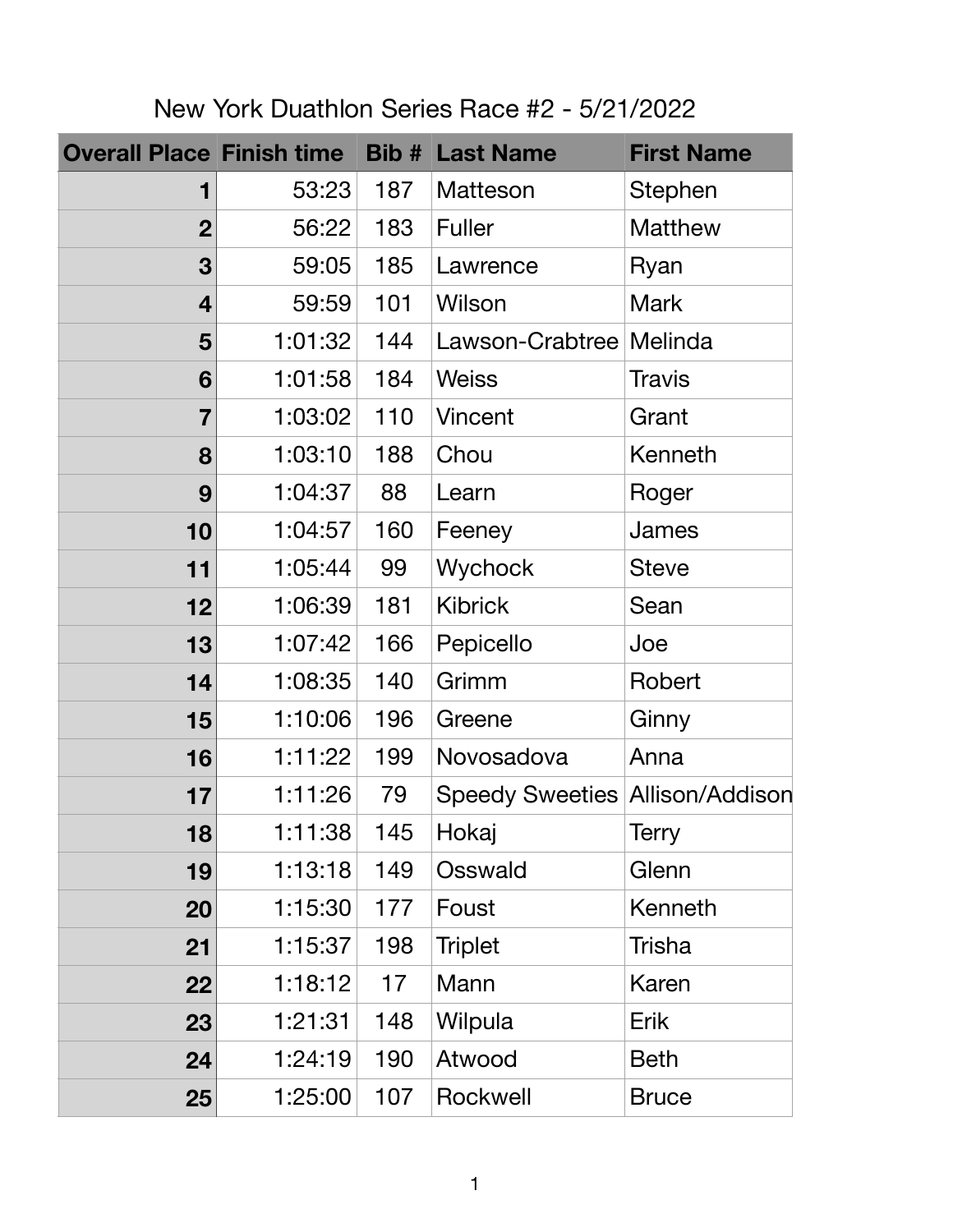# New York Duathlon Series Race #2 - 5/21/2022

| Overall Place | Finish time | Bib # | Last Name | First Name |
|---|---|---|---|---|
| 1 | 53:23 | 187 | Matteson | Stephen |
| 2 | 56:22 | 183 | Fuller | Matthew |
| 3 | 59:05 | 185 | Lawrence | Ryan |
| 4 | 59:59 | 101 | Wilson | Mark |
| 5 | 1:01:32 | 144 | Lawson-Crabtree | Melinda |
| 6 | 1:01:58 | 184 | Weiss | Travis |
| 7 | 1:03:02 | 110 | Vincent | Grant |
| 8 | 1:03:10 | 188 | Chou | Kenneth |
| 9 | 1:04:37 | 88 | Learn | Roger |
| 10 | 1:04:57 | 160 | Feeney | James |
| 11 | 1:05:44 | 99 | Wychock | Steve |
| 12 | 1:06:39 | 181 | Kibrick | Sean |
| 13 | 1:07:42 | 166 | Pepicello | Joe |
| 14 | 1:08:35 | 140 | Grimm | Robert |
| 15 | 1:10:06 | 196 | Greene | Ginny |
| 16 | 1:11:22 | 199 | Novosadova | Anna |
| 17 | 1:11:26 | 79 | Speedy Sweeties | Allison/Addison |
| 18 | 1:11:38 | 145 | Hokaj | Terry |
| 19 | 1:13:18 | 149 | Osswald | Glenn |
| 20 | 1:15:30 | 177 | Foust | Kenneth |
| 21 | 1:15:37 | 198 | Triplet | Trisha |
| 22 | 1:18:12 | 17 | Mann | Karen |
| 23 | 1:21:31 | 148 | Wilpula | Erik |
| 24 | 1:24:19 | 190 | Atwood | Beth |
| 25 | 1:25:00 | 107 | Rockwell | Bruce |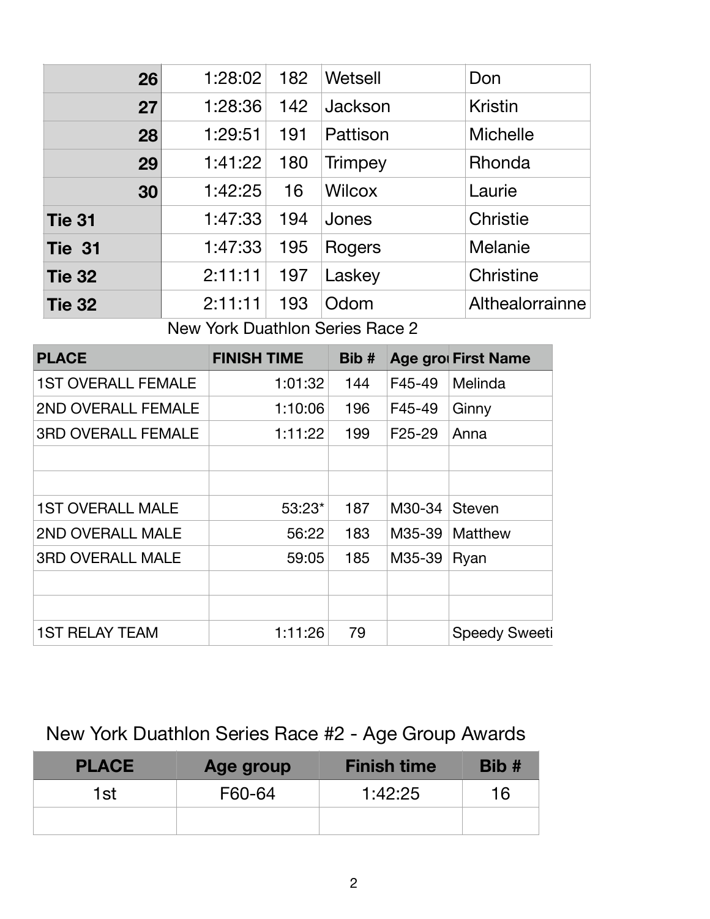| | | | | |
|---|---|---|---|---|
| **26** | 1:28:02 | 182 | Wetsell | Don |
| **27** | 1:28:36 | 142 | Jackson | Kristin |
| **28** | 1:29:51 | 191 | Pattison | Michelle |
| **29** | 1:41:22 | 180 | Trimpey | Rhonda |
| **30** | 1:42:25 | 16 | Wilcox | Laurie |
| **Tie 31** | 1:47:33 | 194 | Jones | Christie |
| **Tie 31** | 1:47:33 | 195 | Rogers | Melanie |
| **Tie 32** | 2:11:11 | 197 | Laskey | Christine |
| **Tie 32** | 2:11:11 | 193 | Odom | Althealorrainne |

New York Duathlon Series Race 2

| PLACE | FINISH TIME | Bib # | Age grou | First Name |
|---|---|---|---|---|
| 1ST OVERALL FEMALE | 1:01:32 | 144 | F45-49 | Melinda |
| 2ND OVERALL FEMALE | 1:10:06 | 196 | F45-49 | Ginny |
| 3RD OVERALL FEMALE | 1:11:22 | 199 | F25-29 | Anna |
| | | | | |
| | | | | |
| 1ST OVERALL MALE | 53:23* | 187 | M30-34 | Steven |
| 2ND OVERALL MALE | 56:22 | 183 | M35-39 | Matthew |
| 3RD OVERALL MALE | 59:05 | 185 | M35-39 | Ryan |
| | | | | |
| | | | | |
| 1ST RELAY TEAM | 1:11:26 | 79 | | Speedy Sweeti |

## New York Duathlon Series Race #2 - Age Group Awards

| PLACE | Age group | Finish time | Bib # |
|---|---|---|---|
| 1st | F60-64 | 1:42:25 | 16 |
| | | | |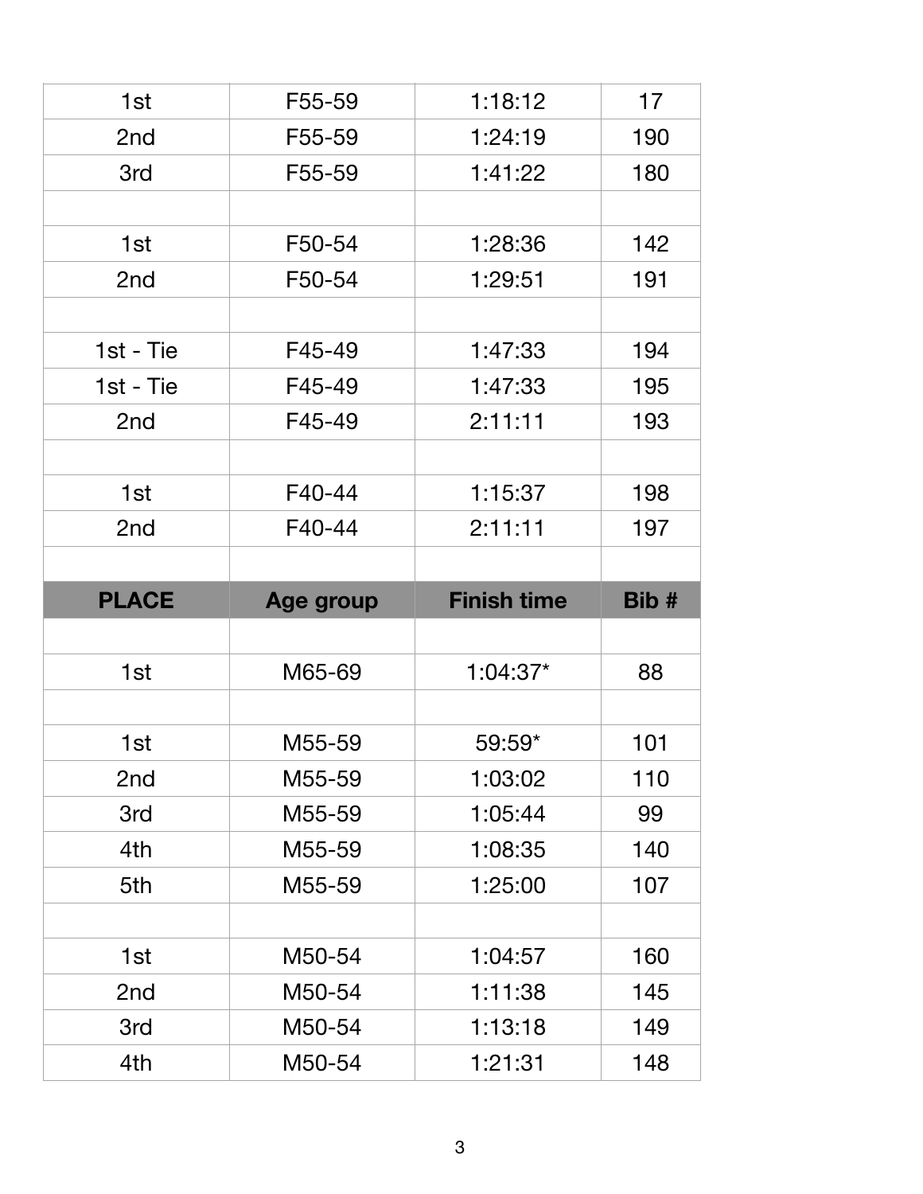| | | | |
|---|---|---|---|
| 1st | F55-59 | 1:18:12 | 17 |
| 2nd | F55-59 | 1:24:19 | 190 |
| 3rd | F55-59 | 1:41:22 | 180 |
| | | | |
| 1st | F50-54 | 1:28:36 | 142 |
| 2nd | F50-54 | 1:29:51 | 191 |
| | | | |
| 1st - Tie | F45-49 | 1:47:33 | 194 |
| 1st - Tie | F45-49 | 1:47:33 | 195 |
| 2nd | F45-49 | 2:11:11 | 193 |
| | | | |
| 1st | F40-44 | 1:15:37 | 198 |
| 2nd | F40-44 | 2:11:11 | 197 |

| PLACE | Age group | Finish time | Bib # |
|---|---|---|---|
| | | | |
| 1st | M65-69 | 1:04:37* | 88 |
| | | | |
| 1st | M55-59 | 59:59* | 101 |
| 2nd | M55-59 | 1:03:02 | 110 |
| 3rd | M55-59 | 1:05:44 | 99 |
| 4th | M55-59 | 1:08:35 | 140 |
| 5th | M55-59 | 1:25:00 | 107 |
| | | | |
| 1st | M50-54 | 1:04:57 | 160 |
| 2nd | M50-54 | 1:11:38 | 145 |
| 3rd | M50-54 | 1:13:18 | 149 |
| 4th | M50-54 | 1:21:31 | 148 |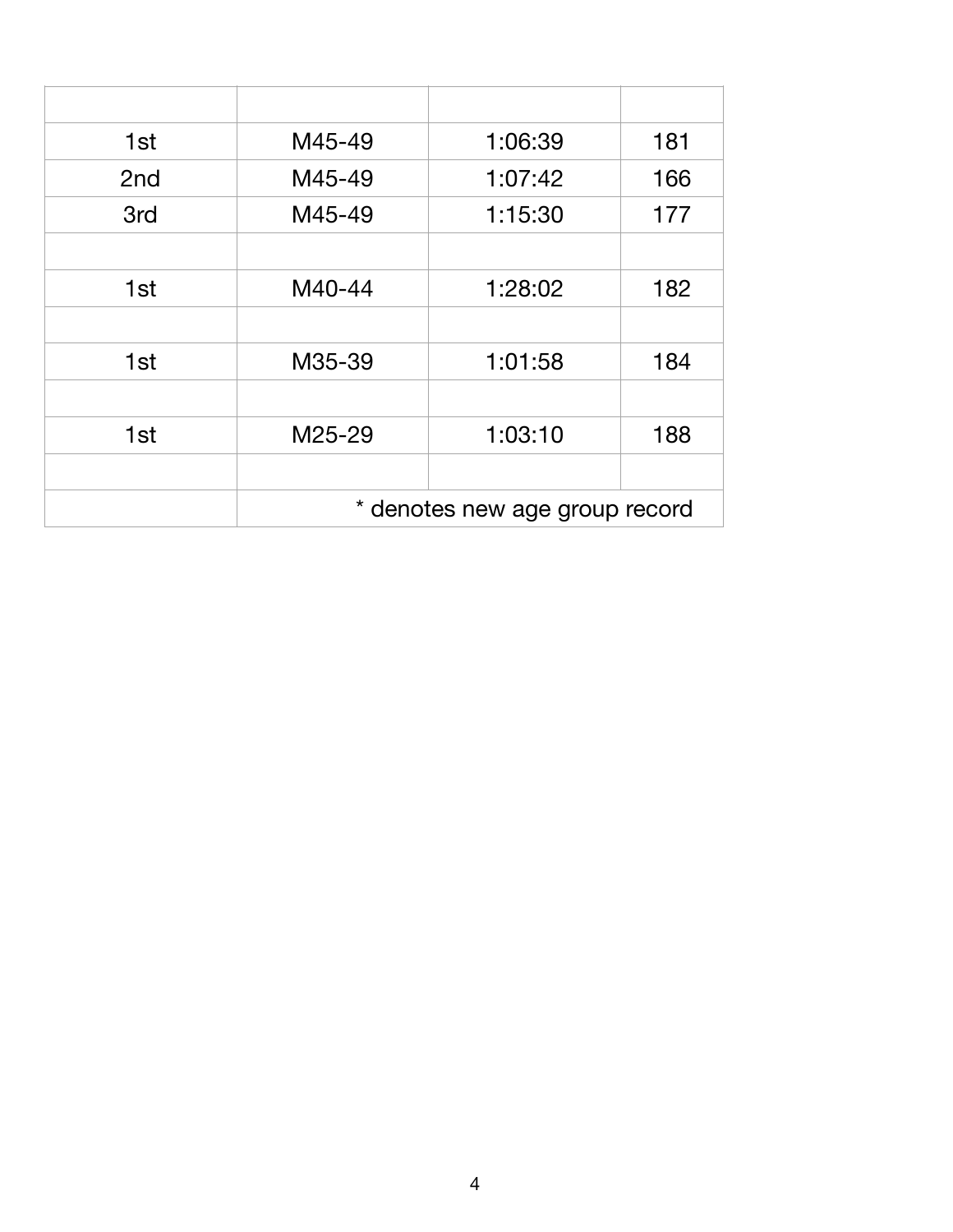| | | | |
|---|---|---|---|
| 1st | M45-49 | 1:06:39 | 181 |
| 2nd | M45-49 | 1:07:42 | 166 |
| 3rd | M45-49 | 1:15:30 | 177 |
| | | | |
| 1st | M40-44 | 1:28:02 | 182 |
| | | | |
| 1st | M35-39 | 1:01:58 | 184 |
| | | | |
| 1st | M25-29 | 1:03:10 | 188 |
| | | | |
| | * denotes new age group record | | |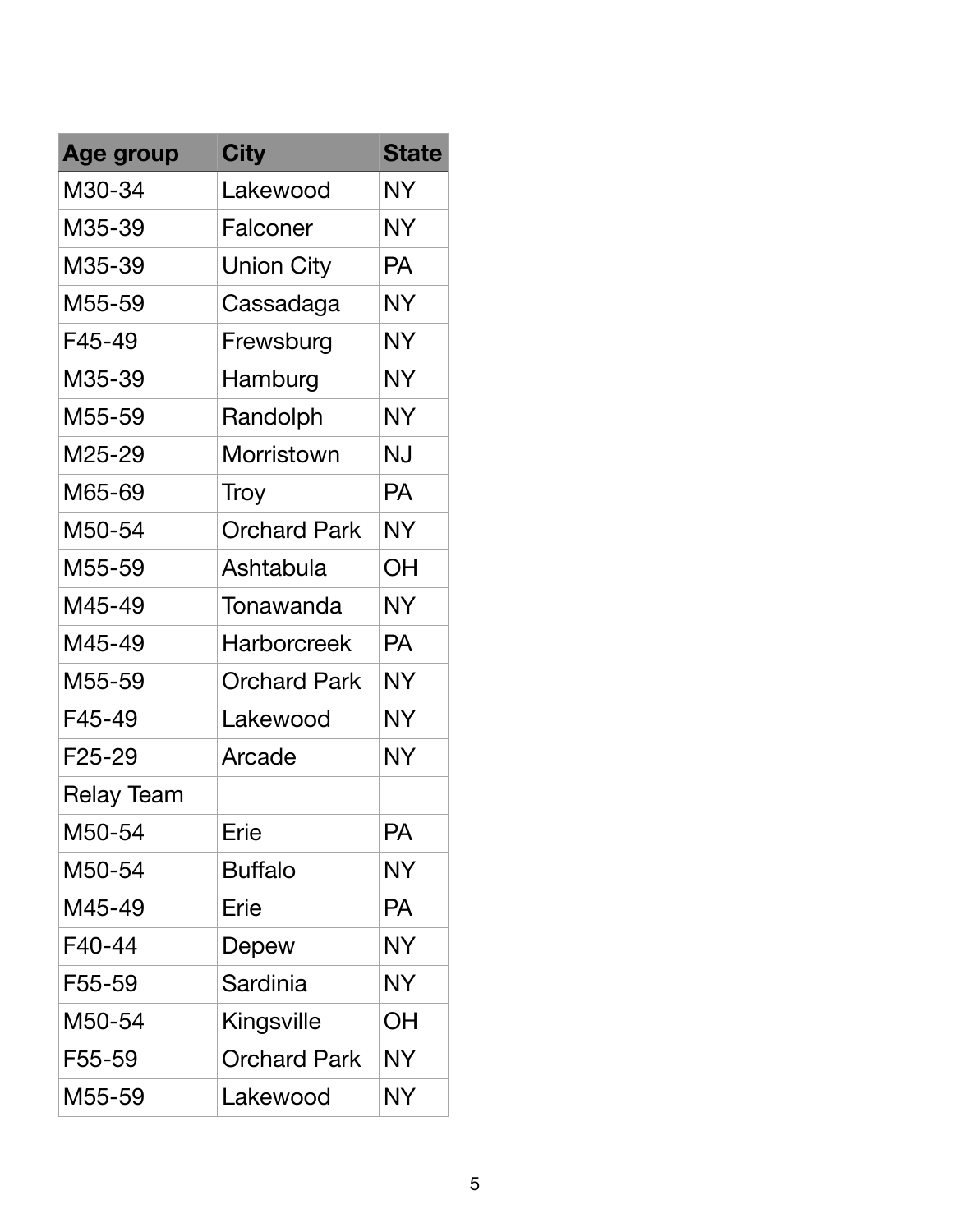| Age group | City | State |
| --- | --- | --- |
| M30-34 | Lakewood | NY |
| M35-39 | Falconer | NY |
| M35-39 | Union City | PA |
| M55-59 | Cassadaga | NY |
| F45-49 | Frewsburg | NY |
| M35-39 | Hamburg | NY |
| M55-59 | Randolph | NY |
| M25-29 | Morristown | NJ |
| M65-69 | Troy | PA |
| M50-54 | Orchard Park | NY |
| M55-59 | Ashtabula | OH |
| M45-49 | Tonawanda | NY |
| M45-49 | Harborcreek | PA |
| M55-59 | Orchard Park | NY |
| F45-49 | Lakewood | NY |
| F25-29 | Arcade | NY |
| Relay Team | | |
| M50-54 | Erie | PA |
| M50-54 | Buffalo | NY |
| M45-49 | Erie | PA |
| F40-44 | Depew | NY |
| F55-59 | Sardinia | NY |
| M50-54 | Kingsville | OH |
| F55-59 | Orchard Park | NY |
| M55-59 | Lakewood | NY |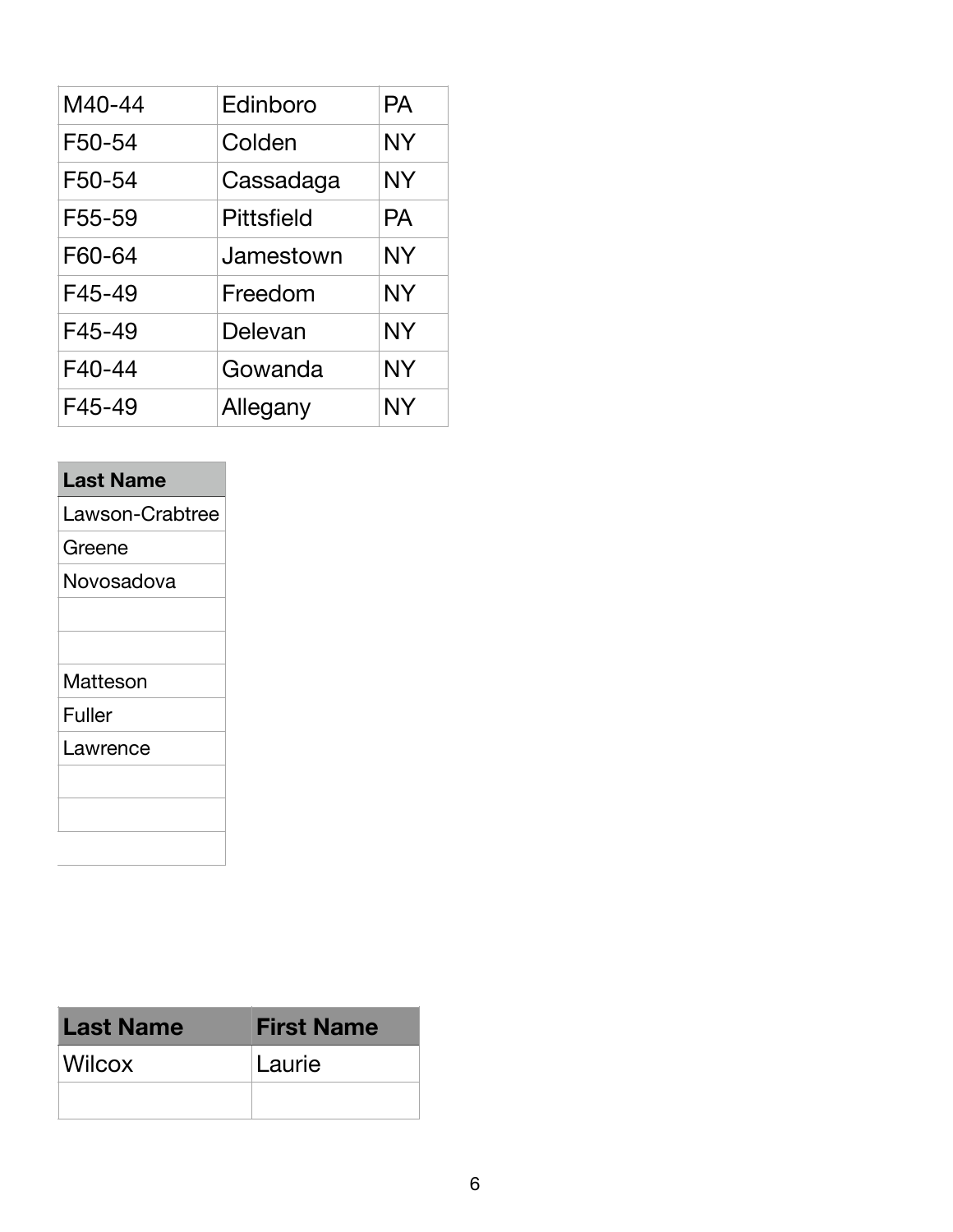| | | |
|---|---|---|
| M40-44 | Edinboro | PA |
| F50-54 | Colden | NY |
| F50-54 | Cassadaga | NY |
| F55-59 | Pittsfield | PA |
| F60-64 | Jamestown | NY |
| F45-49 | Freedom | NY |
| F45-49 | Delevan | NY |
| F40-44 | Gowanda | NY |
| F45-49 | Allegany | NY |

| Last Name |
|---|
| Lawson-Crabtree |
| Greene |
| Novosadova |
| |
| |
| Matteson |
| Fuller |
| Lawrence |
| |
| |
| |

| Last Name | First Name |
|---|---|
| Wilcox | Laurie |
| | |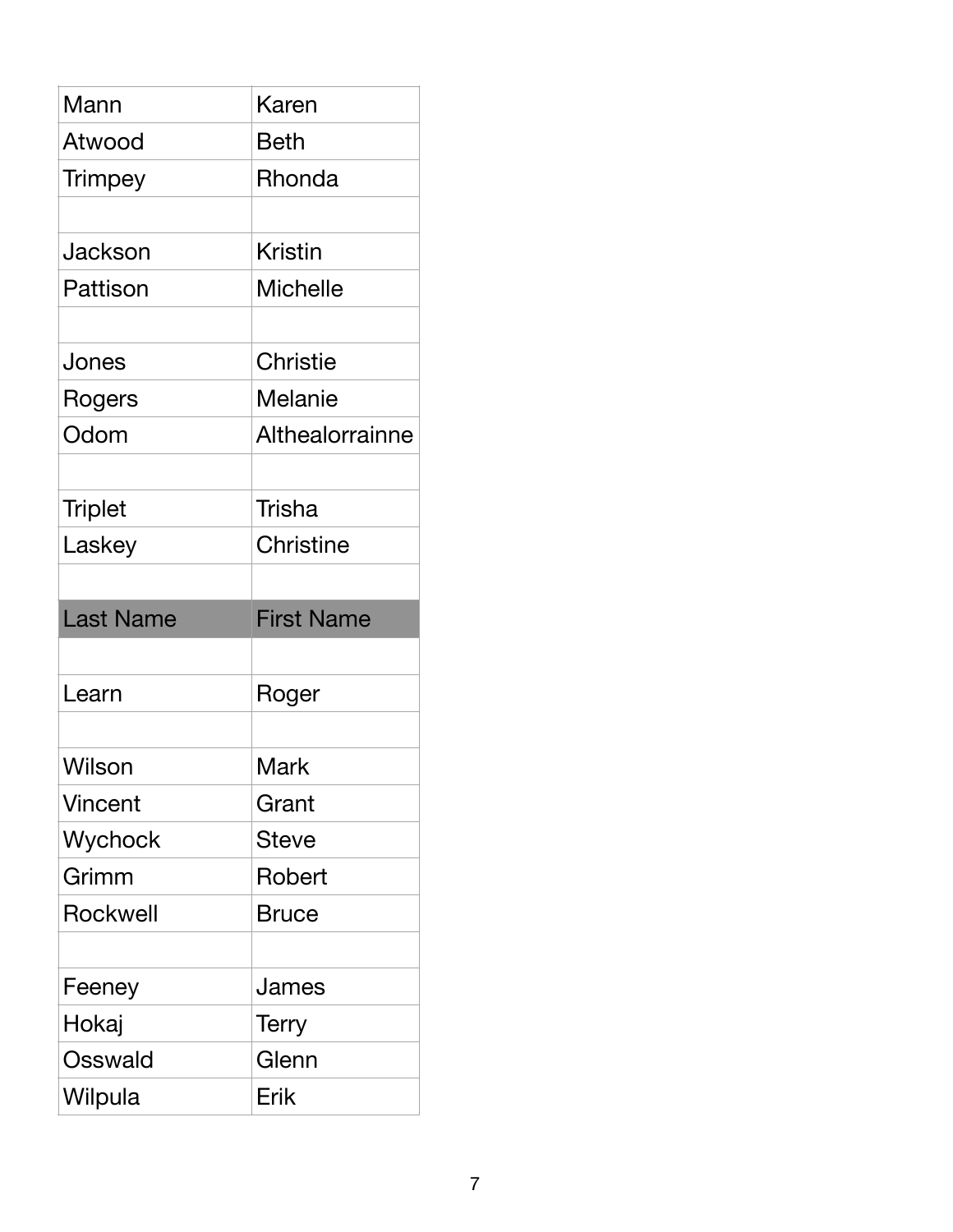| | |
|---|---|
| Mann | Karen |
| Atwood | Beth |
| Trimpey | Rhonda |
| | |
| Jackson | Kristin |
| Pattison | Michelle |
| | |
| Jones | Christie |
| Rogers | Melanie |
| Odom | Althealorrainne |
| | |
| Triplet | Trisha |
| Laskey | Christine |
| | |
| **Last Name** | **First Name** |
| | |
| Learn | Roger |
| | |
| Wilson | Mark |
| Vincent | Grant |
| Wychock | Steve |
| Grimm | Robert |
| Rockwell | Bruce |
| | |
| Feeney | James |
| Hokaj | Terry |
| Osswald | Glenn |
| Wilpula | Erik |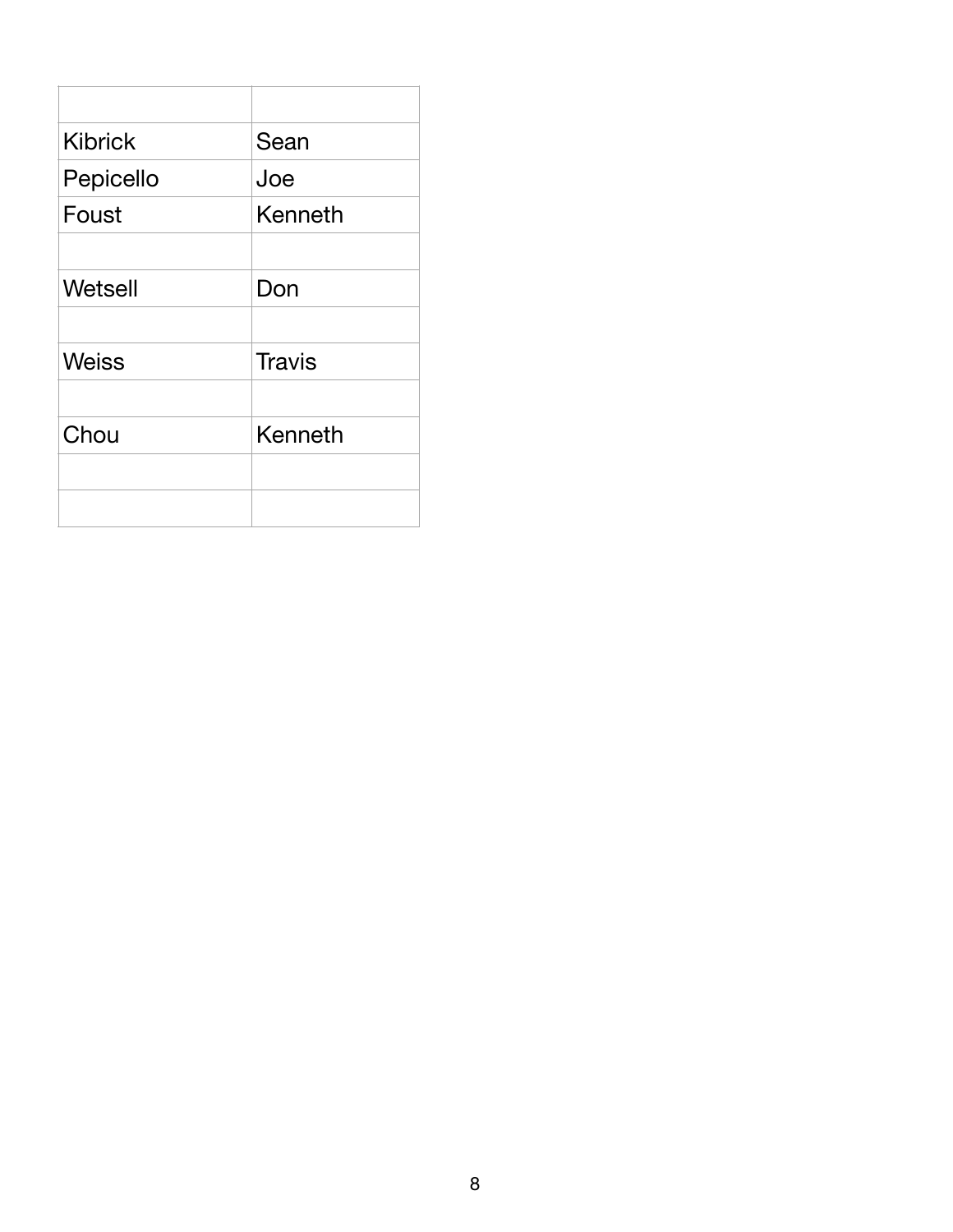| | |
|---|---|
| | |
| Kibrick | Sean |
| Pepicello | Joe |
| Foust | Kenneth |
| | |
| Wetsell | Don |
| | |
| Weiss | Travis |
| | |
| Chou | Kenneth |
| | |
| | |